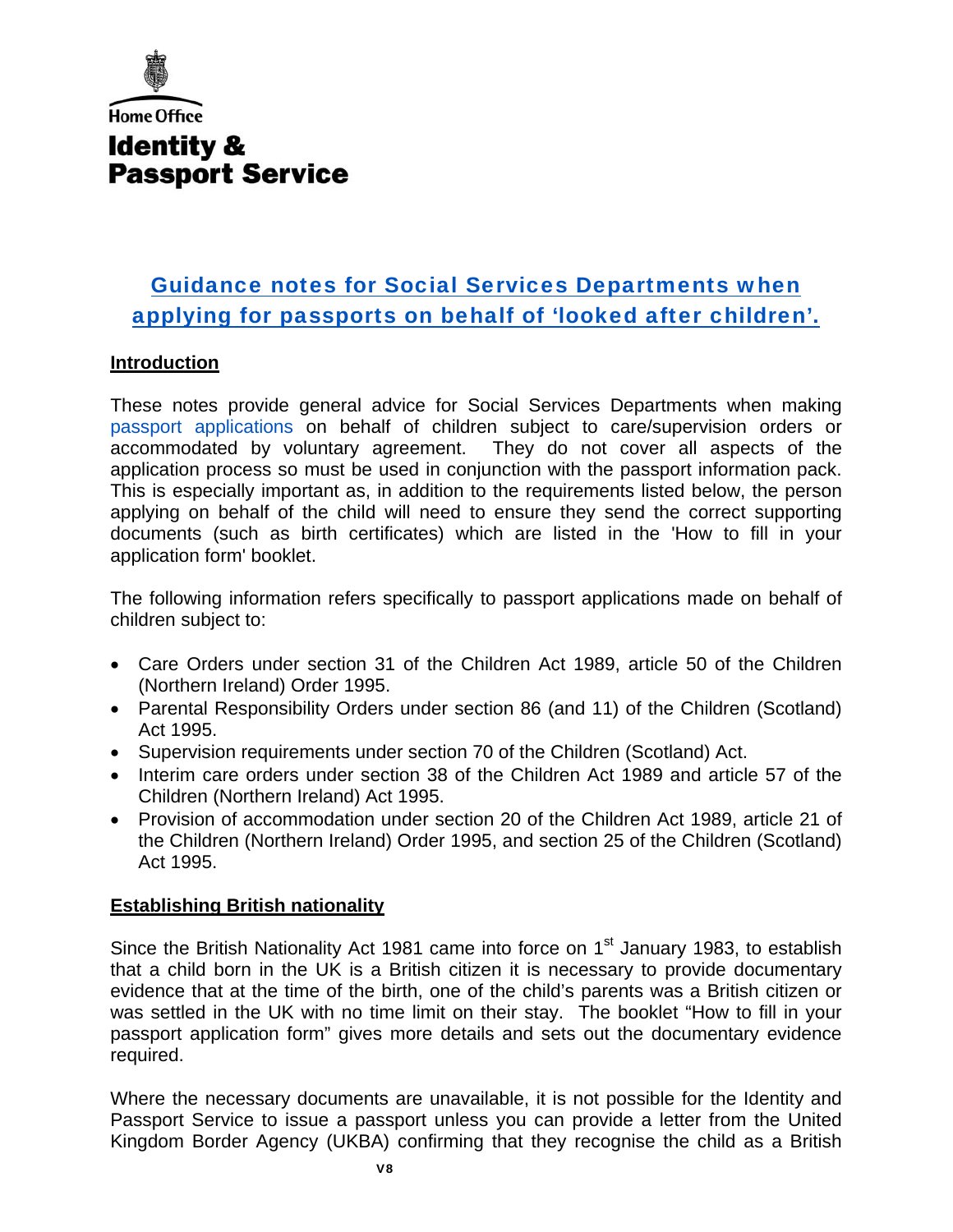Home Office

# Identity & Passport Service

## Guidance notes for Social Services Departments when applying for passports on behalf of 'looked after children'.

### Introduction

These notes provide general advice for Social Services Departments when making passport applications on behalf of children subject to care/supervision orders or accommodated by voluntary agreement. They do not cover all aspects of the application process so must be used in conjunction with the passport information pack. This is especially important as, in addition to the requirements listed below, the person applying on behalf of the child will need to ensure they send the correct supporting documents (such as birth certificates) which are listed in the 'How to fill in your application form' booklet.

The following information refers specifically to passport applications made on behalf of children subject to:

- Care Orders under section 31 of the Children Act 1989, article 50 of the Children (Northern Ireland) Order 1995.
- Parental Responsibility Orders under section 86 (and 11) of the Children (Scotland) Act 1995.
- Supervision requirements under section 70 of the Children (Scotland) Act.
- Interim care orders under section 38 of the Children Act 1989 and article 57 of the Children (Northern Ireland) Act 1995.
- Provision of accommodation under section 20 of the Children Act 1989, article 21 of the Children (Northern Ireland) Order 1995, and section 25 of the Children (Scotland) Act 1995.

### Establishing British nationality

Since the British Nationality Act 1981 came into force on 1st January 1983, to establish that a child born in the UK is a British citizen it is necessary to provide documentary evidence that at the time of the birth, one of the child's parents was a British citizen or was settled in the UK with no time limit on their stay. The booklet "How to fill in your passport application form" gives more details and sets out the documentary evidence required.

Where the necessary documents are unavailable, it is not possible for the Identity and Passport Service to issue a passport unless you can provide a letter from the United Kingdom Border Agency (UKBA) confirming that they recognise the child as a British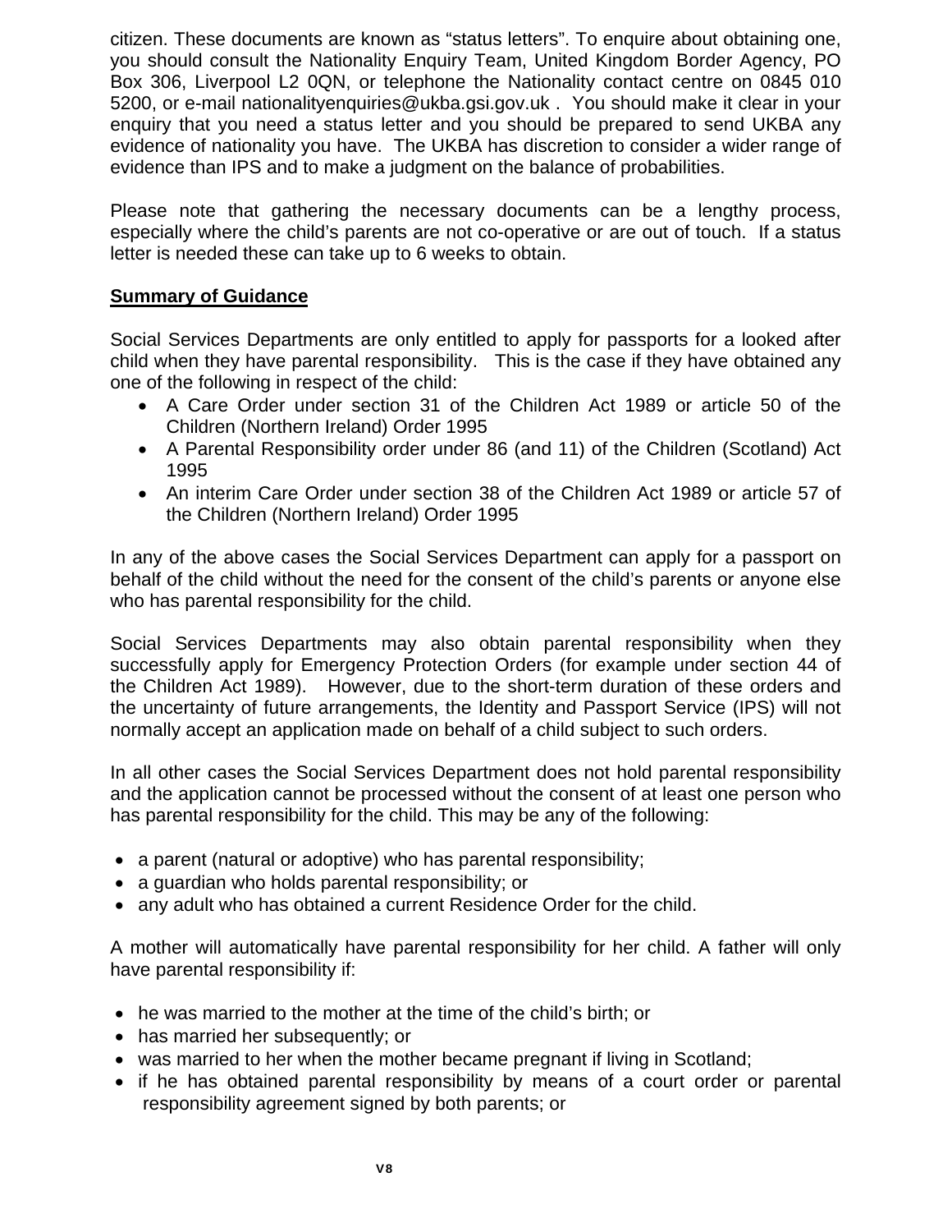citizen. These documents are known as “status letters”. To enquire about obtaining one, you should consult the Nationality Enquiry Team, United Kingdom Border Agency, PO Box 306, Liverpool L2 0QN, or telephone the Nationality contact centre on 0845 010 5200, or e-mail nationalityenquiries@ukba.gsi.gov.uk . You should make it clear in your enquiry that you need a status letter and you should be prepared to send UKBA any evidence of nationality you have. The UKBA has discretion to consider a wider range of evidence than IPS and to make a judgment on the balance of probabilities.

Please note that gathering the necessary documents can be a lengthy process, especially where the child’s parents are not co-operative or are out of touch. If a status letter is needed these can take up to 6 weeks to obtain.

## Summary of Guidance

Social Services Departments are only entitled to apply for passports for a looked after child when they have parental responsibility. This is the case if they have obtained any one of the following in respect of the child:

- A Care Order under section 31 of the Children Act 1989 or article 50 of the Children (Northern Ireland) Order 1995
- A Parental Responsibility order under 86 (and 11) of the Children (Scotland) Act 1995
- An interim Care Order under section 38 of the Children Act 1989 or article 57 of the Children (Northern Ireland) Order 1995

In any of the above cases the Social Services Department can apply for a passport on behalf of the child without the need for the consent of the child’s parents or anyone else who has parental responsibility for the child.

Social Services Departments may also obtain parental responsibility when they successfully apply for Emergency Protection Orders (for example under section 44 of the Children Act 1989). However, due to the short-term duration of these orders and the uncertainty of future arrangements, the Identity and Passport Service (IPS) will not normally accept an application made on behalf of a child subject to such orders.

In all other cases the Social Services Department does not hold parental responsibility and the application cannot be processed without the consent of at least one person who has parental responsibility for the child. This may be any of the following:

- a parent (natural or adoptive) who has parental responsibility;
- a guardian who holds parental responsibility; or
- any adult who has obtained a current Residence Order for the child.

A mother will automatically have parental responsibility for her child. A father will only have parental responsibility if:

- he was married to the mother at the time of the child’s birth; or
- has married her subsequently; or
- was married to her when the mother became pregnant if living in Scotland;
- if he has obtained parental responsibility by means of a court order or parental responsibility agreement signed by both parents; or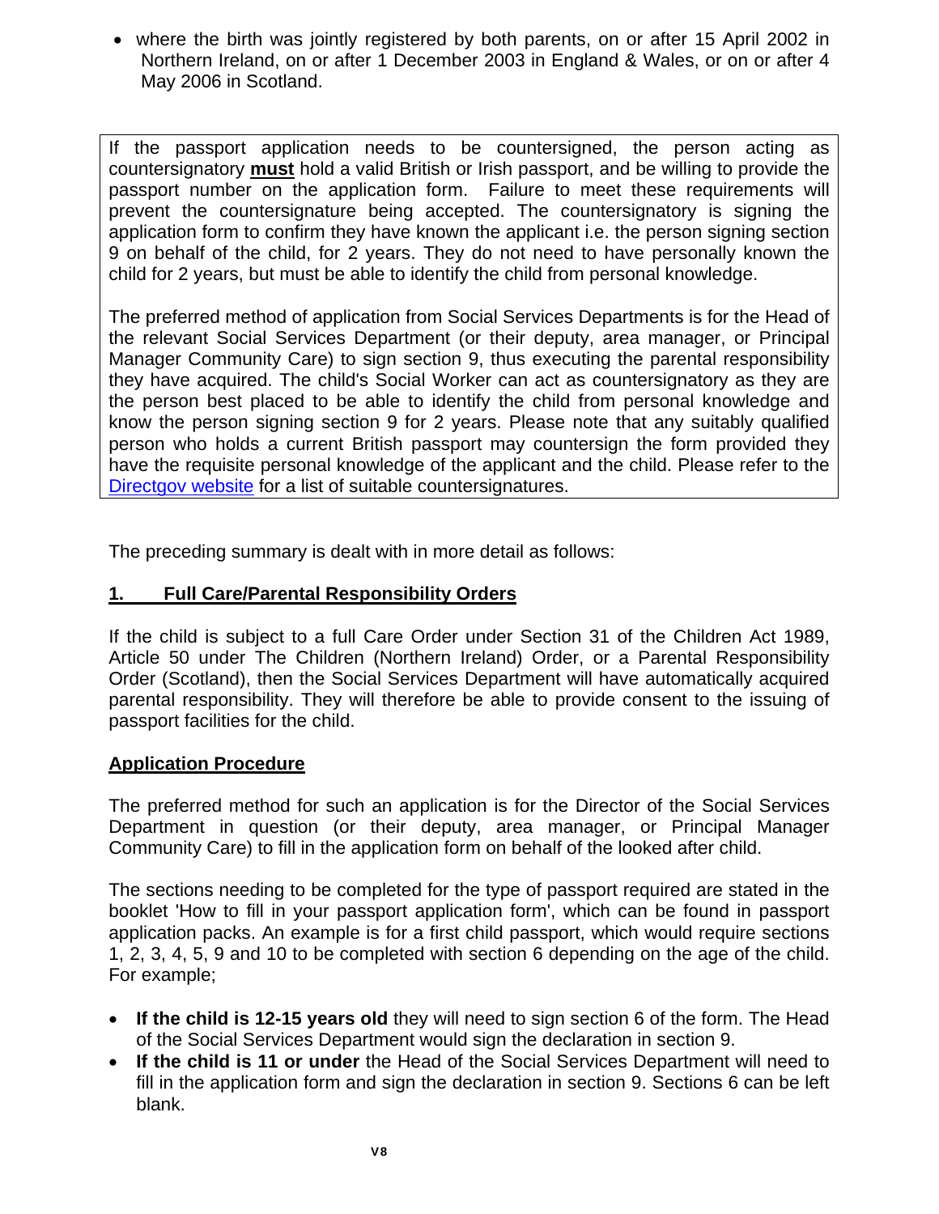- where the birth was jointly registered by both parents, on or after 15 April 2002 in Northern Ireland, on or after 1 December 2003 in England & Wales, or on or after 4 May 2006 in Scotland.

If the passport application needs to be countersigned, the person acting as countersignatory **must** hold a valid British or Irish passport, and be willing to provide the passport number on the application form. Failure to meet these requirements will prevent the countersignature being accepted. The countersignatory is signing the application form to confirm they have known the applicant i.e. the person signing section 9 on behalf of the child, for 2 years. They do not need to have personally known the child for 2 years, but must be able to identify the child from personal knowledge.

The preferred method of application from Social Services Departments is for the Head of the relevant Social Services Department (or their deputy, area manager, or Principal Manager Community Care) to sign section 9, thus executing the parental responsibility they have acquired. The child's Social Worker can act as countersignatory as they are the person best placed to be able to identify the child from personal knowledge and know the person signing section 9 for 2 years. Please note that any suitably qualified person who holds a current British passport may countersign the form provided they have the requisite personal knowledge of the applicant and the child. Please refer to the Directgov website for a list of suitable countersignatures.

The preceding summary is dealt with in more detail as follows:

## 1. Full Care/Parental Responsibility Orders

If the child is subject to a full Care Order under Section 31 of the Children Act 1989, Article 50 under The Children (Northern Ireland) Order, or a Parental Responsibility Order (Scotland), then the Social Services Department will have automatically acquired parental responsibility. They will therefore be able to provide consent to the issuing of passport facilities for the child.

### Application Procedure

The preferred method for such an application is for the Director of the Social Services Department in question (or their deputy, area manager, or Principal Manager Community Care) to fill in the application form on behalf of the looked after child.

The sections needing to be completed for the type of passport required are stated in the booklet 'How to fill in your passport application form', which can be found in passport application packs. An example is for a first child passport, which would require sections 1, 2, 3, 4, 5, 9 and 10 to be completed with section 6 depending on the age of the child. For example;

- **If the child is 12-15 years old** they will need to sign section 6 of the form. The Head of the Social Services Department would sign the declaration in section 9.
- **If the child is 11 or under** the Head of the Social Services Department will need to fill in the application form and sign the declaration in section 9. Sections 6 can be left blank.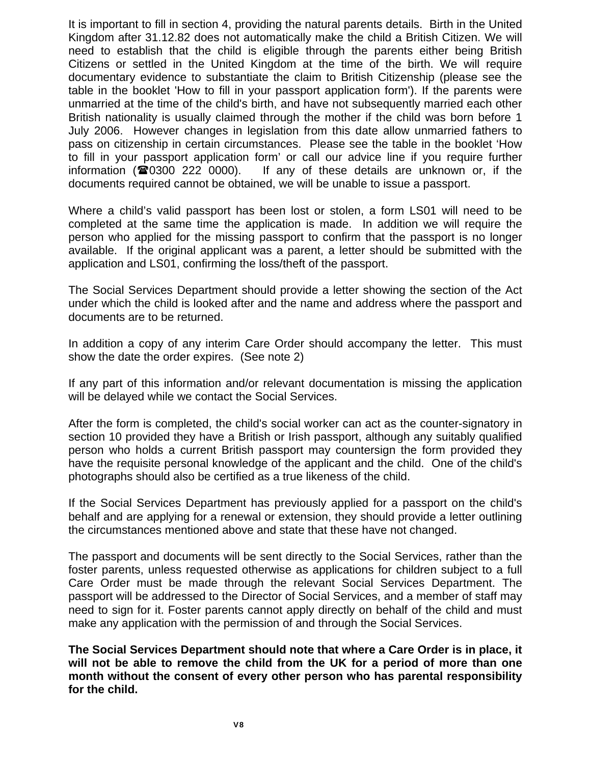It is important to fill in section 4, providing the natural parents details. Birth in the United Kingdom after 31.12.82 does not automatically make the child a British Citizen. We will need to establish that the child is eligible through the parents either being British Citizens or settled in the United Kingdom at the time of the birth. We will require documentary evidence to substantiate the claim to British Citizenship (please see the table in the booklet 'How to fill in your passport application form'). If the parents were unmarried at the time of the child's birth, and have not subsequently married each other British nationality is usually claimed through the mother if the child was born before 1 July 2006. However changes in legislation from this date allow unmarried fathers to pass on citizenship in certain circumstances. Please see the table in the booklet 'How to fill in your passport application form' or call our advice line if you require further information (☎0300 222 0000). If any of these details are unknown or, if the documents required cannot be obtained, we will be unable to issue a passport.

Where a child's valid passport has been lost or stolen, a form LS01 will need to be completed at the same time the application is made. In addition we will require the person who applied for the missing passport to confirm that the passport is no longer available. If the original applicant was a parent, a letter should be submitted with the application and LS01, confirming the loss/theft of the passport.

The Social Services Department should provide a letter showing the section of the Act under which the child is looked after and the name and address where the passport and documents are to be returned.

In addition a copy of any interim Care Order should accompany the letter. This must show the date the order expires. (See note 2)

If any part of this information and/or relevant documentation is missing the application will be delayed while we contact the Social Services.

After the form is completed, the child's social worker can act as the counter-signatory in section 10 provided they have a British or Irish passport, although any suitably qualified person who holds a current British passport may countersign the form provided they have the requisite personal knowledge of the applicant and the child. One of the child's photographs should also be certified as a true likeness of the child.

If the Social Services Department has previously applied for a passport on the child's behalf and are applying for a renewal or extension, they should provide a letter outlining the circumstances mentioned above and state that these have not changed.

The passport and documents will be sent directly to the Social Services, rather than the foster parents, unless requested otherwise as applications for children subject to a full Care Order must be made through the relevant Social Services Department. The passport will be addressed to the Director of Social Services, and a member of staff may need to sign for it. Foster parents cannot apply directly on behalf of the child and must make any application with the permission of and through the Social Services.

**The Social Services Department should note that where a Care Order is in place, it will not be able to remove the child from the UK for a period of more than one month without the consent of every other person who has parental responsibility for the child.**

V8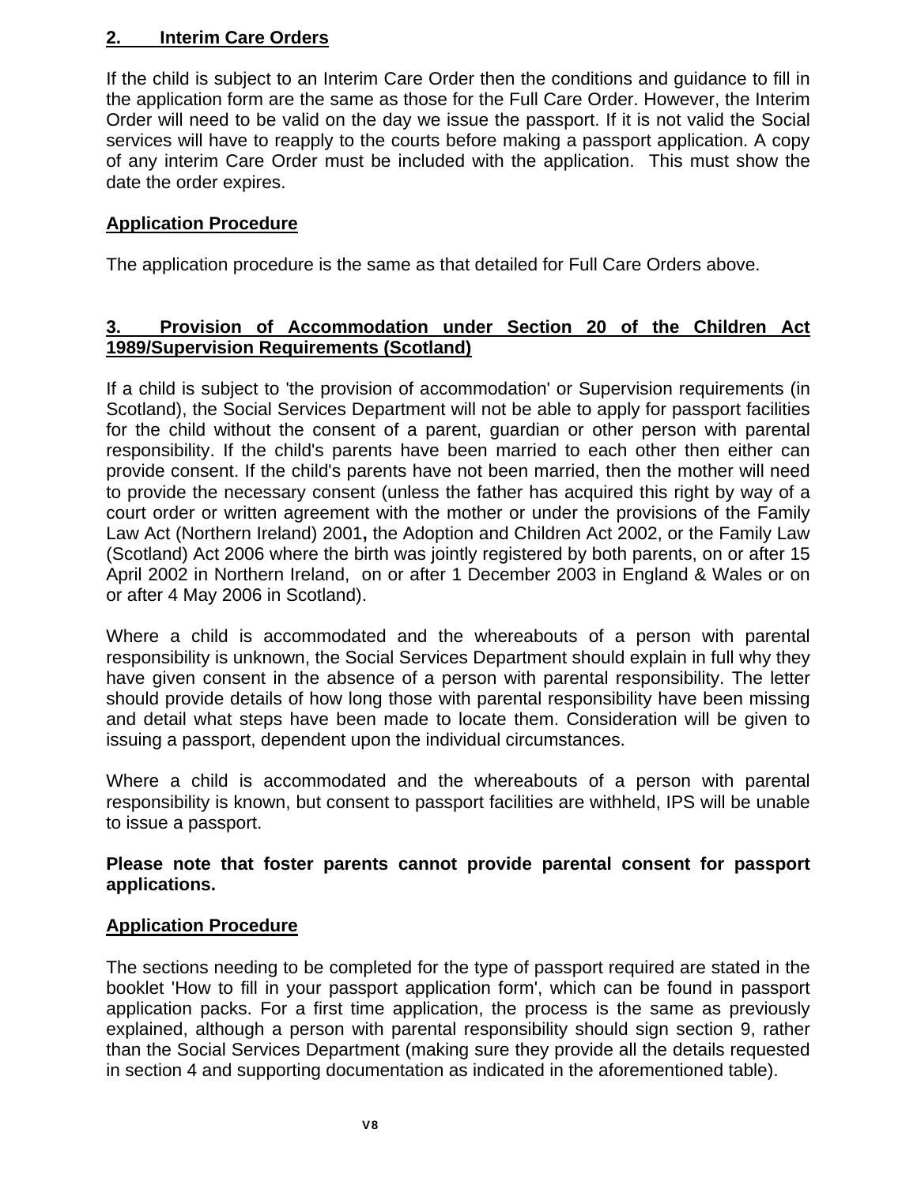## 2. Interim Care Orders

If the child is subject to an Interim Care Order then the conditions and guidance to fill in the application form are the same as those for the Full Care Order. However, the Interim Order will need to be valid on the day we issue the passport. If it is not valid the Social services will have to reapply to the courts before making a passport application. A copy of any interim Care Order must be included with the application. This must show the date the order expires.

### Application Procedure

The application procedure is the same as that detailed for Full Care Orders above.

## 3. Provision of Accommodation under Section 20 of the Children Act 1989/Supervision Requirements (Scotland)

If a child is subject to 'the provision of accommodation' or Supervision requirements (in Scotland), the Social Services Department will not be able to apply for passport facilities for the child without the consent of a parent, guardian or other person with parental responsibility. If the child's parents have been married to each other then either can provide consent. If the child's parents have not been married, then the mother will need to provide the necessary consent (unless the father has acquired this right by way of a court order or written agreement with the mother or under the provisions of the Family Law Act (Northern Ireland) 2001**,** the Adoption and Children Act 2002, or the Family Law (Scotland) Act 2006 where the birth was jointly registered by both parents, on or after 15 April 2002 in Northern Ireland, on or after 1 December 2003 in England & Wales or on or after 4 May 2006 in Scotland).

Where a child is accommodated and the whereabouts of a person with parental responsibility is unknown, the Social Services Department should explain in full why they have given consent in the absence of a person with parental responsibility. The letter should provide details of how long those with parental responsibility have been missing and detail what steps have been made to locate them. Consideration will be given to issuing a passport, dependent upon the individual circumstances.

Where a child is accommodated and the whereabouts of a person with parental responsibility is known, but consent to passport facilities are withheld, IPS will be unable to issue a passport.

**Please note that foster parents cannot provide parental consent for passport applications.**

### Application Procedure

The sections needing to be completed for the type of passport required are stated in the booklet 'How to fill in your passport application form', which can be found in passport application packs. For a first time application, the process is the same as previously explained, although a person with parental responsibility should sign section 9, rather than the Social Services Department (making sure they provide all the details requested in section 4 and supporting documentation as indicated in the aforementioned table).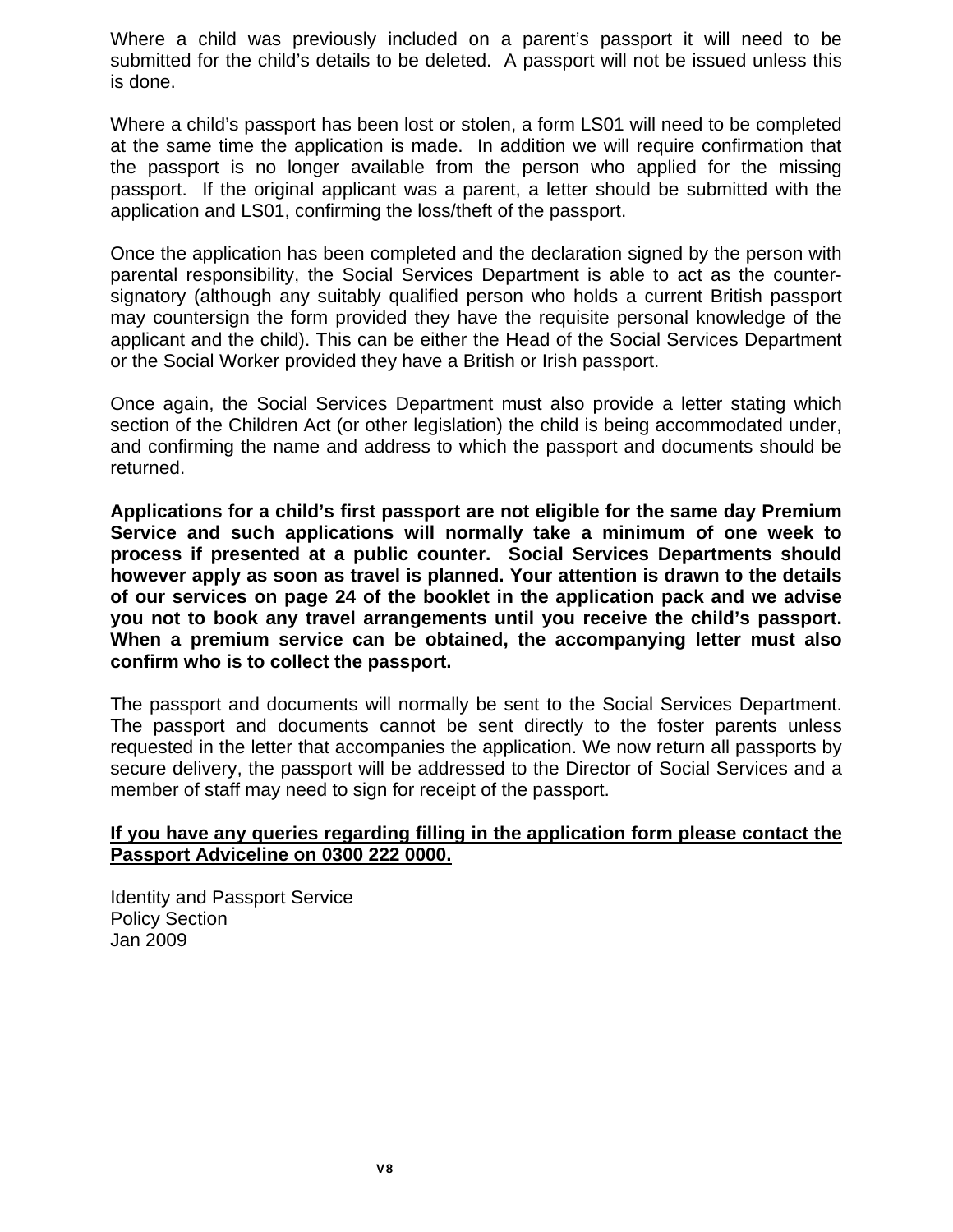Where a child was previously included on a parent's passport it will need to be submitted for the child's details to be deleted. A passport will not be issued unless this is done.

Where a child's passport has been lost or stolen, a form LS01 will need to be completed at the same time the application is made. In addition we will require confirmation that the passport is no longer available from the person who applied for the missing passport. If the original applicant was a parent, a letter should be submitted with the application and LS01, confirming the loss/theft of the passport.

Once the application has been completed and the declaration signed by the person with parental responsibility, the Social Services Department is able to act as the counter-signatory (although any suitably qualified person who holds a current British passport may countersign the form provided they have the requisite personal knowledge of the applicant and the child). This can be either the Head of the Social Services Department or the Social Worker provided they have a British or Irish passport.

Once again, the Social Services Department must also provide a letter stating which section of the Children Act (or other legislation) the child is being accommodated under, and confirming the name and address to which the passport and documents should be returned.

**Applications for a child's first passport are not eligible for the same day Premium Service and such applications will normally take a minimum of one week to process if presented at a public counter. Social Services Departments should however apply as soon as travel is planned. Your attention is drawn to the details of our services on page 24 of the booklet in the application pack and we advise you not to book any travel arrangements until you receive the child's passport. When a premium service can be obtained, the accompanying letter must also confirm who is to collect the passport.**

The passport and documents will normally be sent to the Social Services Department. The passport and documents cannot be sent directly to the foster parents unless requested in the letter that accompanies the application. We now return all passports by secure delivery, the passport will be addressed to the Director of Social Services and a member of staff may need to sign for receipt of the passport.

<u>**If you have any queries regarding filling in the application form please contact the Passport Adviceline on 0300 222 0000.**</u>

Identity and Passport Service
Policy Section
Jan 2009

V8